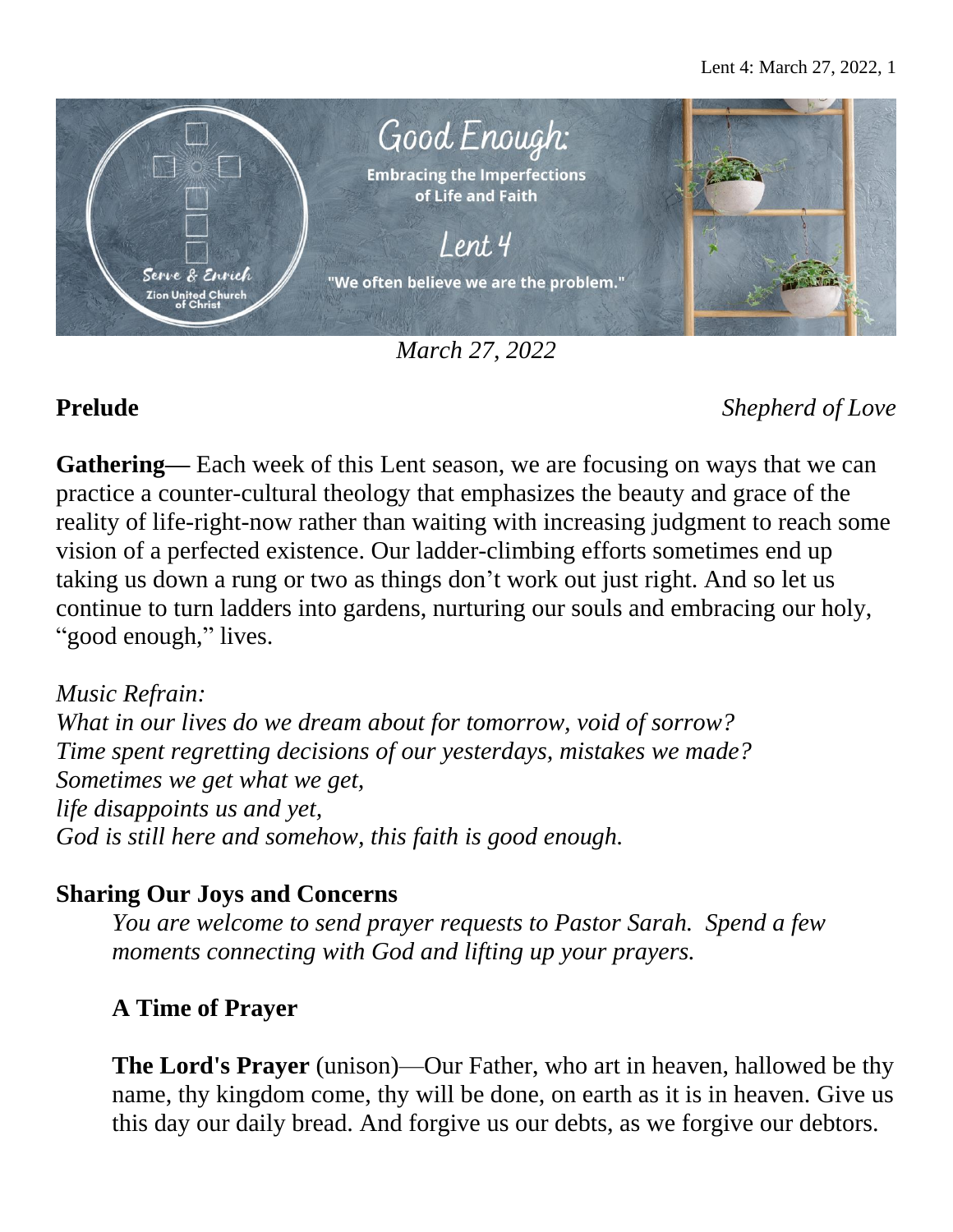Good Enough:
Embracing the Imperfections of Life and Faith

Lent 4

"We often believe we are the problem."

Serve & Enrich
Zion United Church of Christ

*March 27, 2022*

**Prelude** *Shepherd of Love*

**Gathering—** Each week of this Lent season, we are focusing on ways that we can practice a counter-cultural theology that emphasizes the beauty and grace of the reality of life-right-now rather than waiting with increasing judgment to reach some vision of a perfected existence. Our ladder-climbing efforts sometimes end up taking us down a rung or two as things don't work out just right. And so let us continue to turn ladders into gardens, nurturing our souls and embracing our holy, "good enough," lives.

*Music Refrain:*
*What in our lives do we dream about for tomorrow, void of sorrow?*
*Time spent regretting decisions of our yesterdays, mistakes we made?*
*Sometimes we get what we get,*
*life disappoints us and yet,*
*God is still here and somehow, this faith is good enough.*

## Sharing Our Joys and Concerns

*You are welcome to send prayer requests to Pastor Sarah. Spend a few moments connecting with God and lifting up your prayers.*

### A Time of Prayer

**The Lord's Prayer** (unison)—Our Father, who art in heaven, hallowed be thy name, thy kingdom come, thy will be done, on earth as it is in heaven. Give us this day our daily bread. And forgive us our debts, as we forgive our debtors.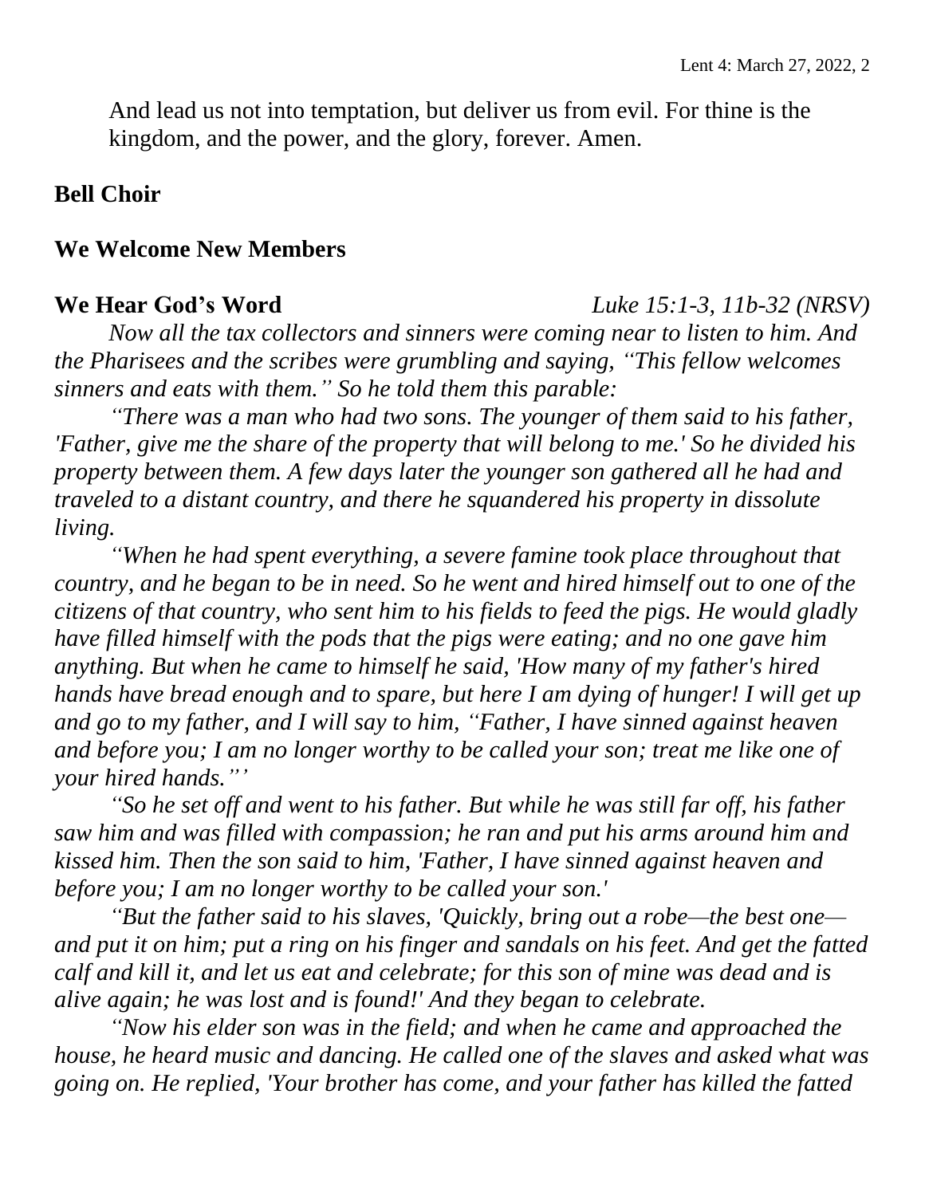And lead us not into temptation, but deliver us from evil. For thine is the kingdom, and the power, and the glory, forever. Amen.

**Bell Choir**

**We Welcome New Members**

**We Hear God's Word** *Luke 15:1-3, 11b-32 (NRSV)*

*Now all the tax collectors and sinners were coming near to listen to him. And the Pharisees and the scribes were grumbling and saying, "This fellow welcomes sinners and eats with them." So he told them this parable:*

*"There was a man who had two sons. The younger of them said to his father, 'Father, give me the share of the property that will belong to me.' So he divided his property between them. A few days later the younger son gathered all he had and traveled to a distant country, and there he squandered his property in dissolute living.*

*"When he had spent everything, a severe famine took place throughout that country, and he began to be in need. So he went and hired himself out to one of the citizens of that country, who sent him to his fields to feed the pigs. He would gladly have filled himself with the pods that the pigs were eating; and no one gave him anything. But when he came to himself he said, 'How many of my father's hired hands have bread enough and to spare, but here I am dying of hunger! I will get up and go to my father, and I will say to him, "Father, I have sinned against heaven and before you; I am no longer worthy to be called your son; treat me like one of your hired hands."'*

*"So he set off and went to his father. But while he was still far off, his father saw him and was filled with compassion; he ran and put his arms around him and kissed him. Then the son said to him, 'Father, I have sinned against heaven and before you; I am no longer worthy to be called your son.'*

*"But the father said to his slaves, 'Quickly, bring out a robe—the best one—and put it on him; put a ring on his finger and sandals on his feet. And get the fatted calf and kill it, and let us eat and celebrate; for this son of mine was dead and is alive again; he was lost and is found!' And they began to celebrate.*

*"Now his elder son was in the field; and when he came and approached the house, he heard music and dancing. He called one of the slaves and asked what was going on. He replied, 'Your brother has come, and your father has killed the fatted*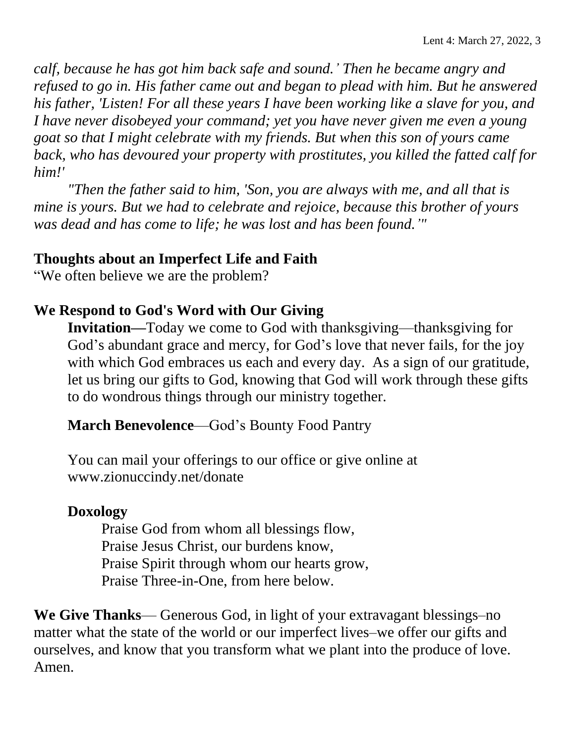*calf, because he has got him back safe and sound.' Then he became angry and refused to go in. His father came out and began to plead with him. But he answered his father, 'Listen! For all these years I have been working like a slave for you, and I have never disobeyed your command; yet you have never given me even a young goat so that I might celebrate with my friends. But when this son of yours came back, who has devoured your property with prostitutes, you killed the fatted calf for him!'*

*"Then the father said to him, 'Son, you are always with me, and all that is mine is yours. But we had to celebrate and rejoice, because this brother of yours was dead and has come to life; he was lost and has been found.'"*

**Thoughts about an Imperfect Life and Faith**

"We often believe we are the problem?

**We Respond to God's Word with Our Giving**

**Invitation—**Today we come to God with thanksgiving—thanksgiving for God's abundant grace and mercy, for God's love that never fails, for the joy with which God embraces us each and every day. As a sign of our gratitude, let us bring our gifts to God, knowing that God will work through these gifts to do wondrous things through our ministry together.

**March Benevolence**—God's Bounty Food Pantry

You can mail your offerings to our office or give online at www.zionuccindy.net/donate

**Doxology**

Praise God from whom all blessings flow,
Praise Jesus Christ, our burdens know,
Praise Spirit through whom our hearts grow,
Praise Three-in-One, from here below.

**We Give Thanks**— Generous God, in light of your extravagant blessings–no matter what the state of the world or our imperfect lives–we offer our gifts and ourselves, and know that you transform what we plant into the produce of love. Amen.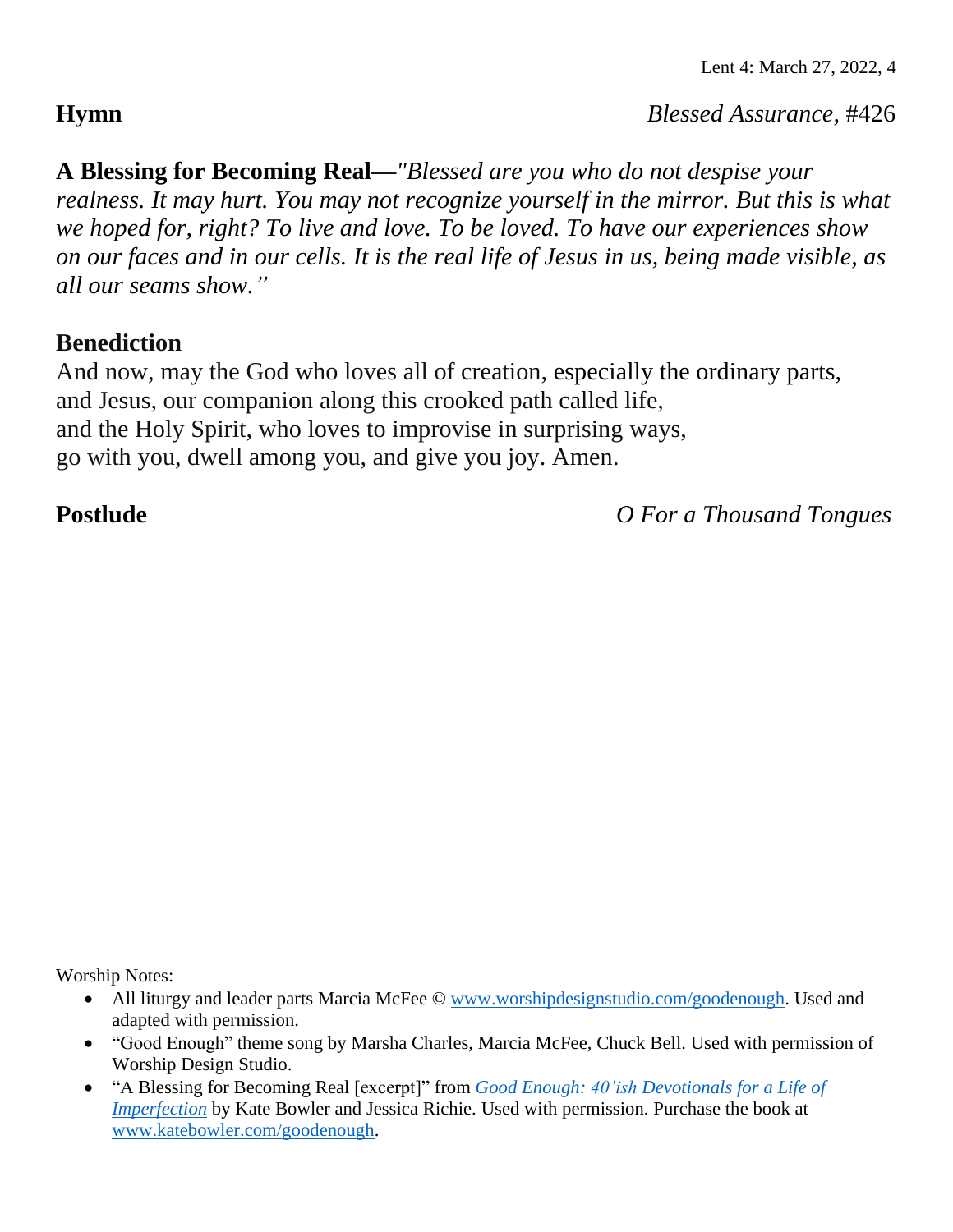**Hymn** *Blessed Assurance*, #426

**A Blessing for Becoming Real**—*"Blessed are you who do not despise your realness. It may hurt. You may not recognize yourself in the mirror. But this is what we hoped for, right? To live and love. To be loved. To have our experiences show on our faces and in our cells. It is the real life of Jesus in us, being made visible, as all our seams show."*

**Benediction**

And now, may the God who loves all of creation, especially the ordinary parts,
and Jesus, our companion along this crooked path called life,
and the Holy Spirit, who loves to improvise in surprising ways,
go with you, dwell among you, and give you joy. Amen.

**Postlude** *O For a Thousand Tongues*

Worship Notes:

- All liturgy and leader parts Marcia McFee © www.worshipdesignstudio.com/goodenough. Used and adapted with permission.
- "Good Enough" theme song by Marsha Charles, Marcia McFee, Chuck Bell. Used with permission of Worship Design Studio.
- "A Blessing for Becoming Real [excerpt]" from *Good Enough: 40'ish Devotionals for a Life of Imperfection* by Kate Bowler and Jessica Richie. Used with permission. Purchase the book at www.katebowler.com/goodenough.